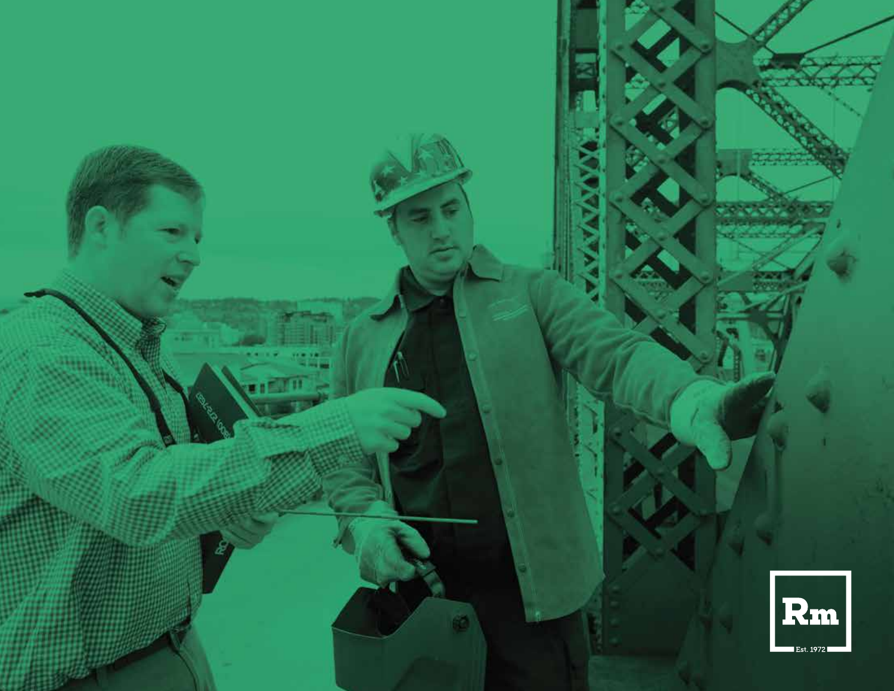Rm

Est. 1972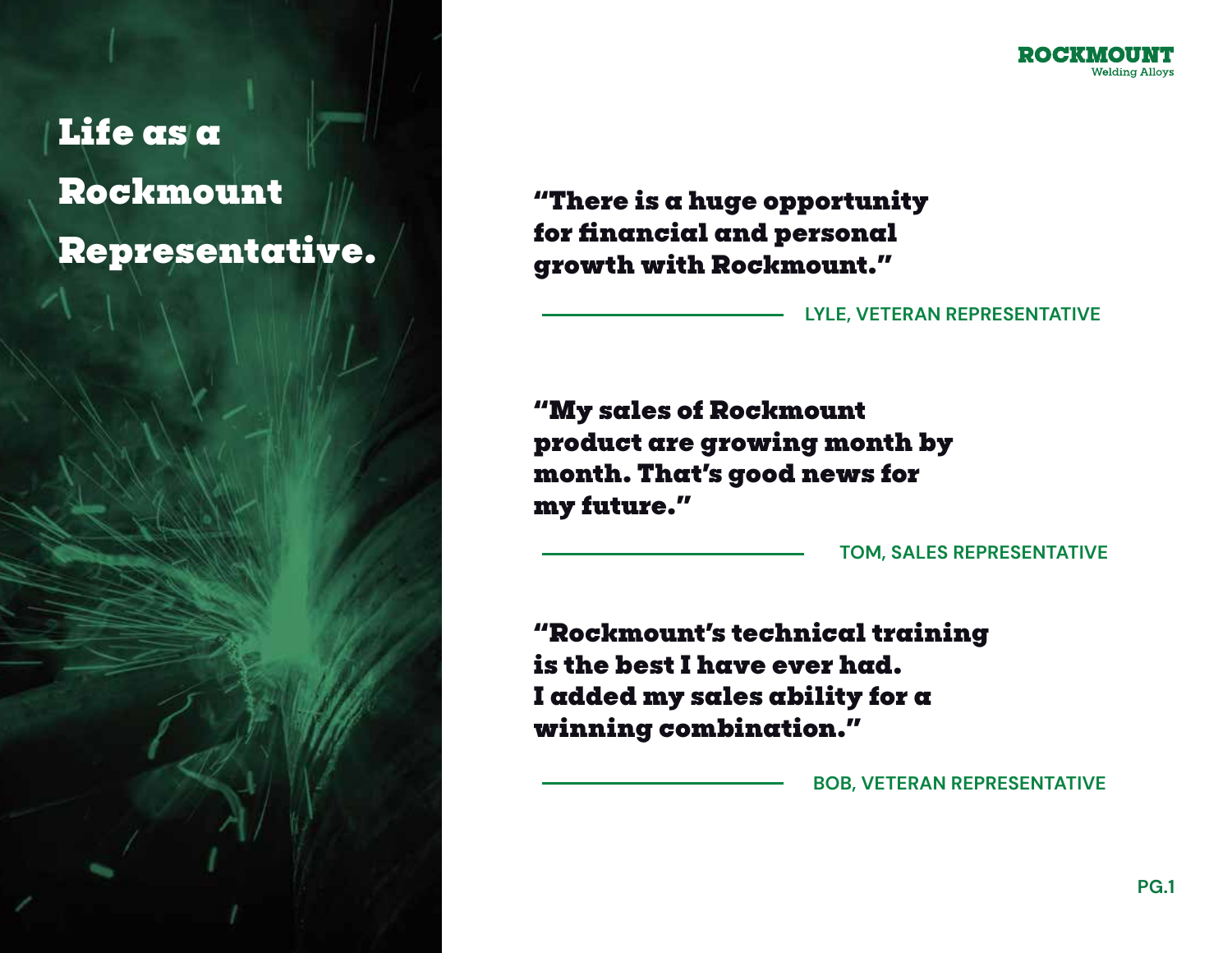# Life as a Rockmount Representative.

**"There is a huge opportunity for financial and personal growth with Rockmount."**

LYLE, VETERAN REPRESENTATIVE

**"My sales of Rockmount product are growing month by month. That's good news for my future."**

TOM, SALES REPRESENTATIVE

**"Rockmount's technical training is the best I have ever had. I added my sales ability for a winning combination."**

BOB, VETERAN REPRESENTATIVE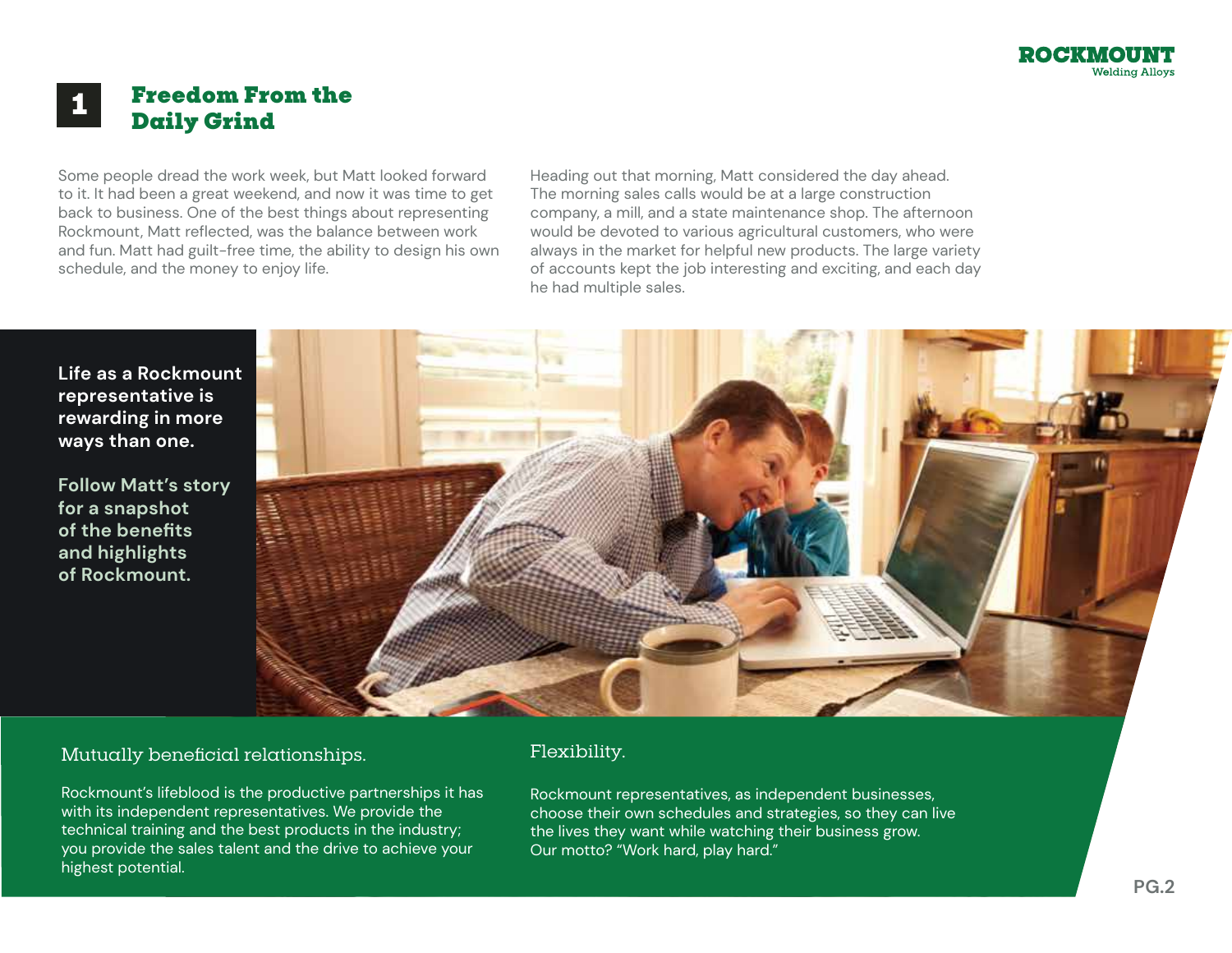# 1 Freedom From the Daily Grind

Some people dread the work week, but Matt looked forward to it. It had been a great weekend, and now it was time to get back to business. One of the best things about representing Rockmount, Matt reflected, was the balance between work and fun. Matt had guilt-free time, the ability to design his own schedule, and the money to enjoy life.

Heading out that morning, Matt considered the day ahead. The morning sales calls would be at a large construction company, a mill, and a state maintenance shop. The afternoon would be devoted to various agricultural customers, who were always in the market for helpful new products. The large variety of accounts kept the job interesting and exciting, and each day he had multiple sales.

**Life as a Rockmount representative is rewarding in more ways than one.**

**Follow Matt's story for a snapshot of the benefits and highlights of Rockmount.**

## Mutually beneficial relationships.

Rockmount's lifeblood is the productive partnerships it has with its independent representatives. We provide the technical training and the best products in the industry; you provide the sales talent and the drive to achieve your highest potential.

## Flexibility.

Rockmount representatives, as independent businesses, choose their own schedules and strategies, so they can live the lives they want while watching their business grow. Our motto? "Work hard, play hard."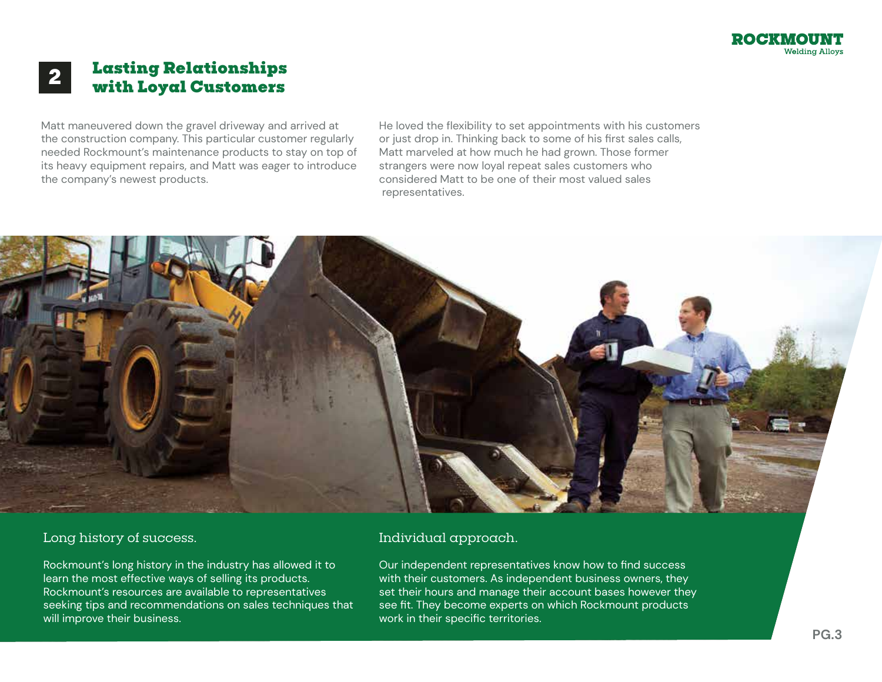## 2 Lasting Relationships with Loyal Customers

Matt maneuvered down the gravel driveway and arrived at the construction company. This particular customer regularly needed Rockmount's maintenance products to stay on top of its heavy equipment repairs, and Matt was eager to introduce the company's newest products.

He loved the flexibility to set appointments with his customers or just drop in. Thinking back to some of his first sales calls, Matt marveled at how much he had grown. Those former strangers were now loyal repeat sales customers who considered Matt to be one of their most valued sales representatives.

### Long history of success.

Rockmount's long history in the industry has allowed it to learn the most effective ways of selling its products. Rockmount's resources are available to representatives seeking tips and recommendations on sales techniques that will improve their business.

### Individual approach.

Our independent representatives know how to find success with their customers. As independent business owners, they set their hours and manage their account bases however they see fit. They become experts on which Rockmount products work in their specific territories.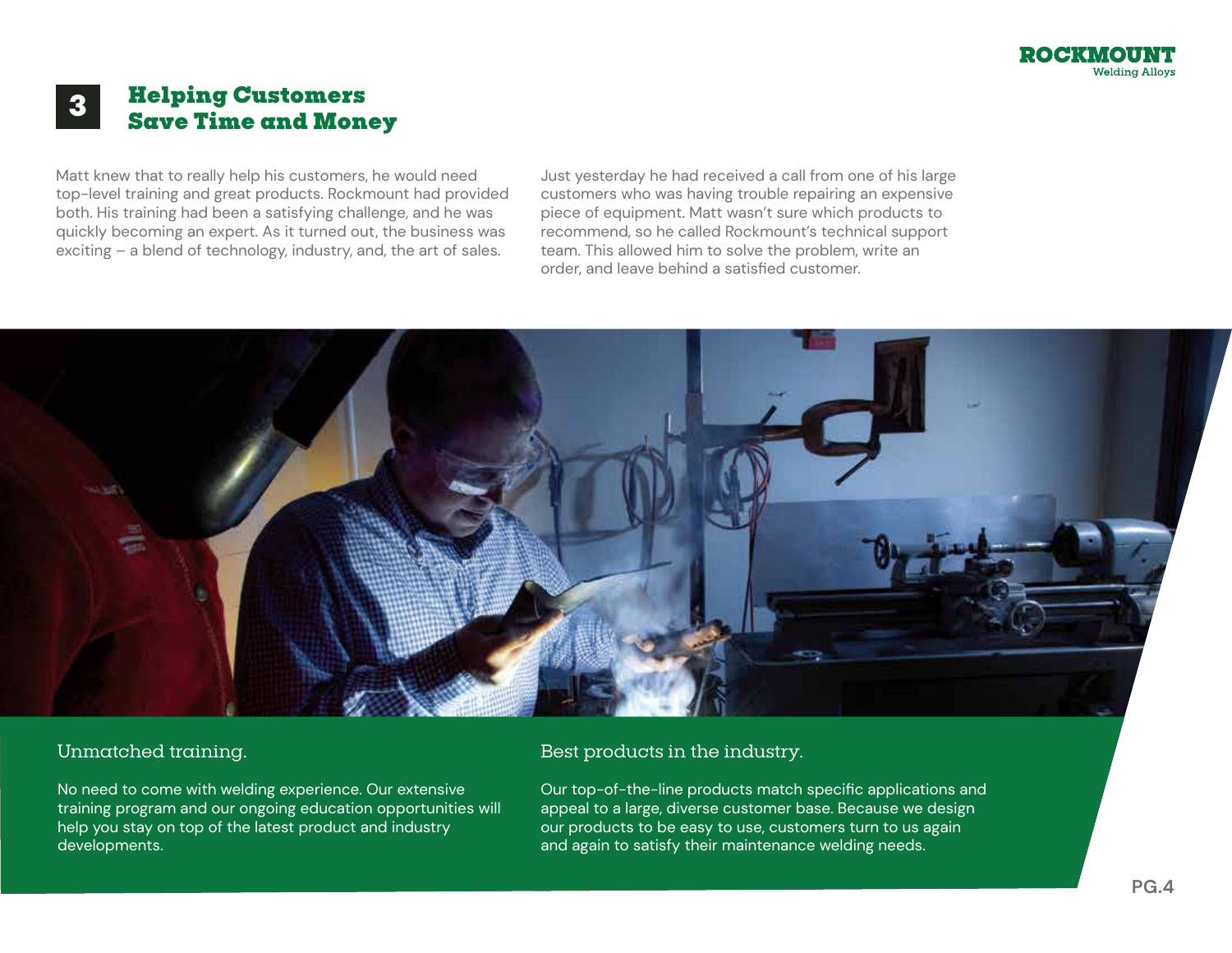## 3 Helping Customers Save Time and Money

Matt knew that to really help his customers, he would need top-level training and great products. Rockmount had provided both. His training had been a satisfying challenge, and he was quickly becoming an expert. As it turned out, the business was exciting – a blend of technology, industry, and, the art of sales.

Just yesterday he had received a call from one of his large customers who was having trouble repairing an expensive piece of equipment. Matt wasn't sure which products to recommend, so he called Rockmount's technical support team. This allowed him to solve the problem, write an order, and leave behind a satisfied customer.

### Unmatched training.

No need to come with welding experience. Our extensive training program and our ongoing education opportunities will help you stay on top of the latest product and industry developments.

### Best products in the industry.

Our top-of-the-line products match specific applications and appeal to a large, diverse customer base. Because we design our products to be easy to use, customers turn to us again and again to satisfy their maintenance welding needs.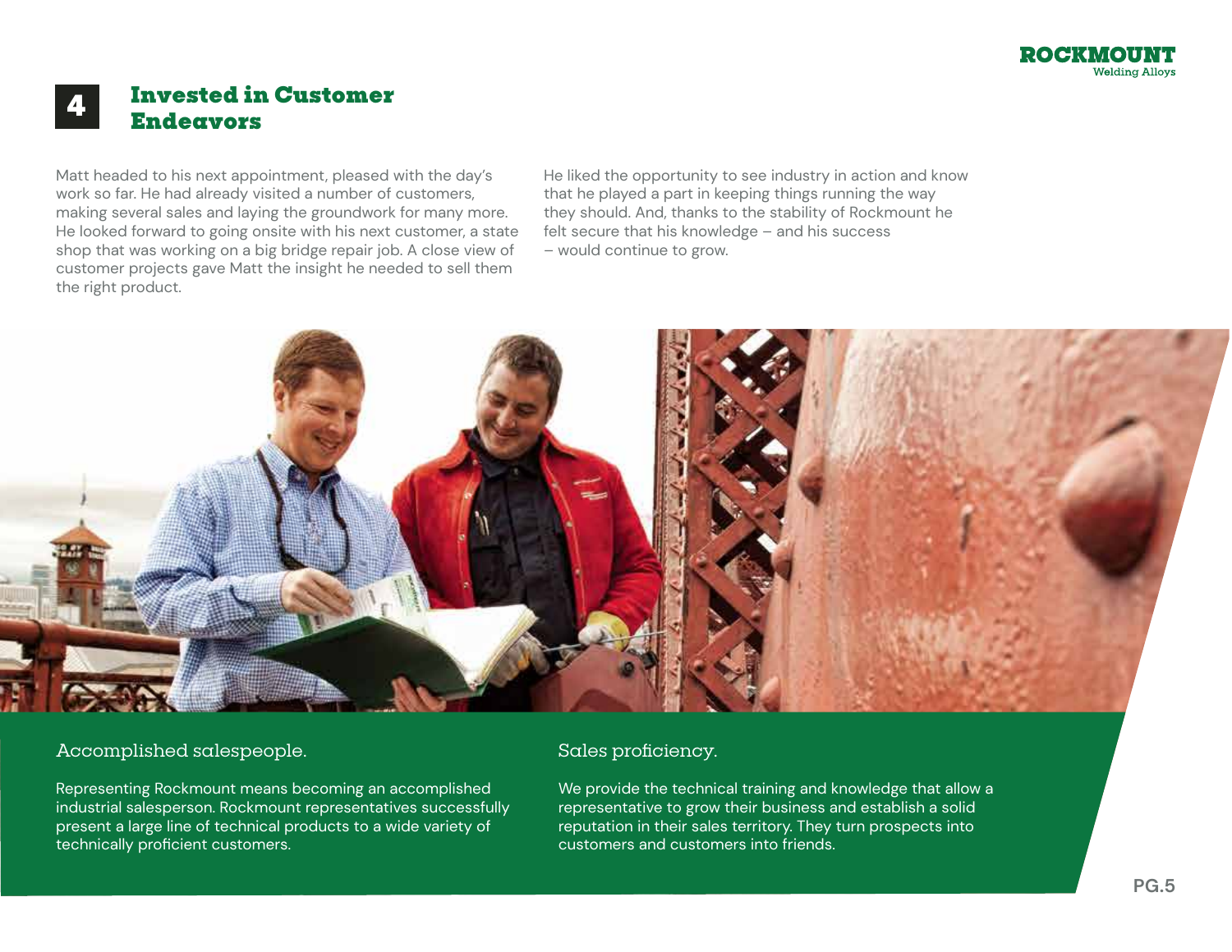## 4 Invested in Customer Endeavors

Matt headed to his next appointment, pleased with the day's work so far. He had already visited a number of customers, making several sales and laying the groundwork for many more. He looked forward to going onsite with his next customer, a state shop that was working on a big bridge repair job. A close view of customer projects gave Matt the insight he needed to sell them the right product.

He liked the opportunity to see industry in action and know that he played a part in keeping things running the way they should. And, thanks to the stability of Rockmount he felt secure that his knowledge – and his success – would continue to grow.

### Accomplished salespeople.

Representing Rockmount means becoming an accomplished industrial salesperson. Rockmount representatives successfully present a large line of technical products to a wide variety of technically proficient customers.

### Sales proficiency.

We provide the technical training and knowledge that allow a representative to grow their business and establish a solid reputation in their sales territory. They turn prospects into customers and customers into friends.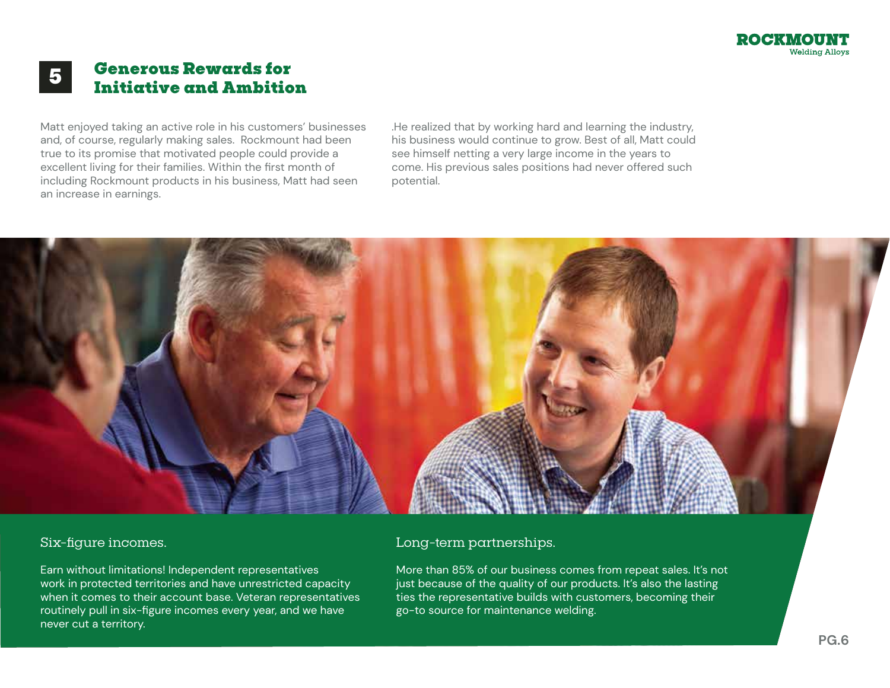## 5 Generous Rewards for Initiative and Ambition

Matt enjoyed taking an active role in his customers' businesses and, of course, regularly making sales. Rockmount had been true to its promise that motivated people could provide a excellent living for their families. Within the first month of including Rockmount products in his business, Matt had seen an increase in earnings.

.He realized that by working hard and learning the industry, his business would continue to grow. Best of all, Matt could see himself netting a very large income in the years to come. His previous sales positions had never offered such potential.

### Six-figure incomes.

Earn without limitations! Independent representatives work in protected territories and have unrestricted capacity when it comes to their account base. Veteran representatives routinely pull in six-figure incomes every year, and we have never cut a territory.

### Long-term partnerships.

More than 85% of our business comes from repeat sales. It's not just because of the quality of our products. It's also the lasting ties the representative builds with customers, becoming their go-to source for maintenance welding.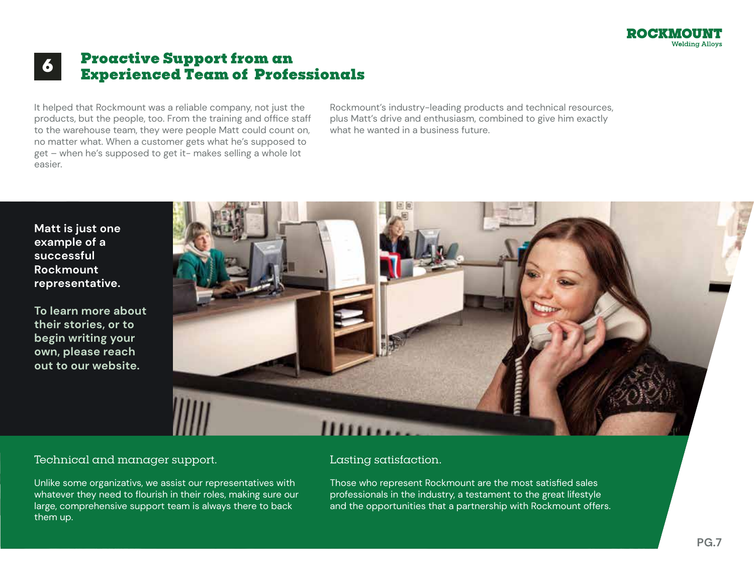# 6 Proactive Support from an Experienced Team of Professionals

It helped that Rockmount was a reliable company, not just the products, but the people, too. From the training and office staff to the warehouse team, they were people Matt could count on, no matter what. When a customer gets what he's supposed to get – when he's supposed to get it- makes selling a whole lot easier.

Rockmount's industry-leading products and technical resources, plus Matt's drive and enthusiasm, combined to give him exactly what he wanted in a business future.

**Matt is just one example of a successful Rockmount representative.**

**To learn more about their stories, or to begin writing your own, please reach out to our website.**

## Technical and manager support.

Unlike some organizativs, we assist our representatives with whatever they need to flourish in their roles, making sure our large, comprehensive support team is always there to back them up.

## Lasting satisfaction.

Those who represent Rockmount are the most satisfied sales professionals in the industry, a testament to the great lifestyle and the opportunities that a partnership with Rockmount offers.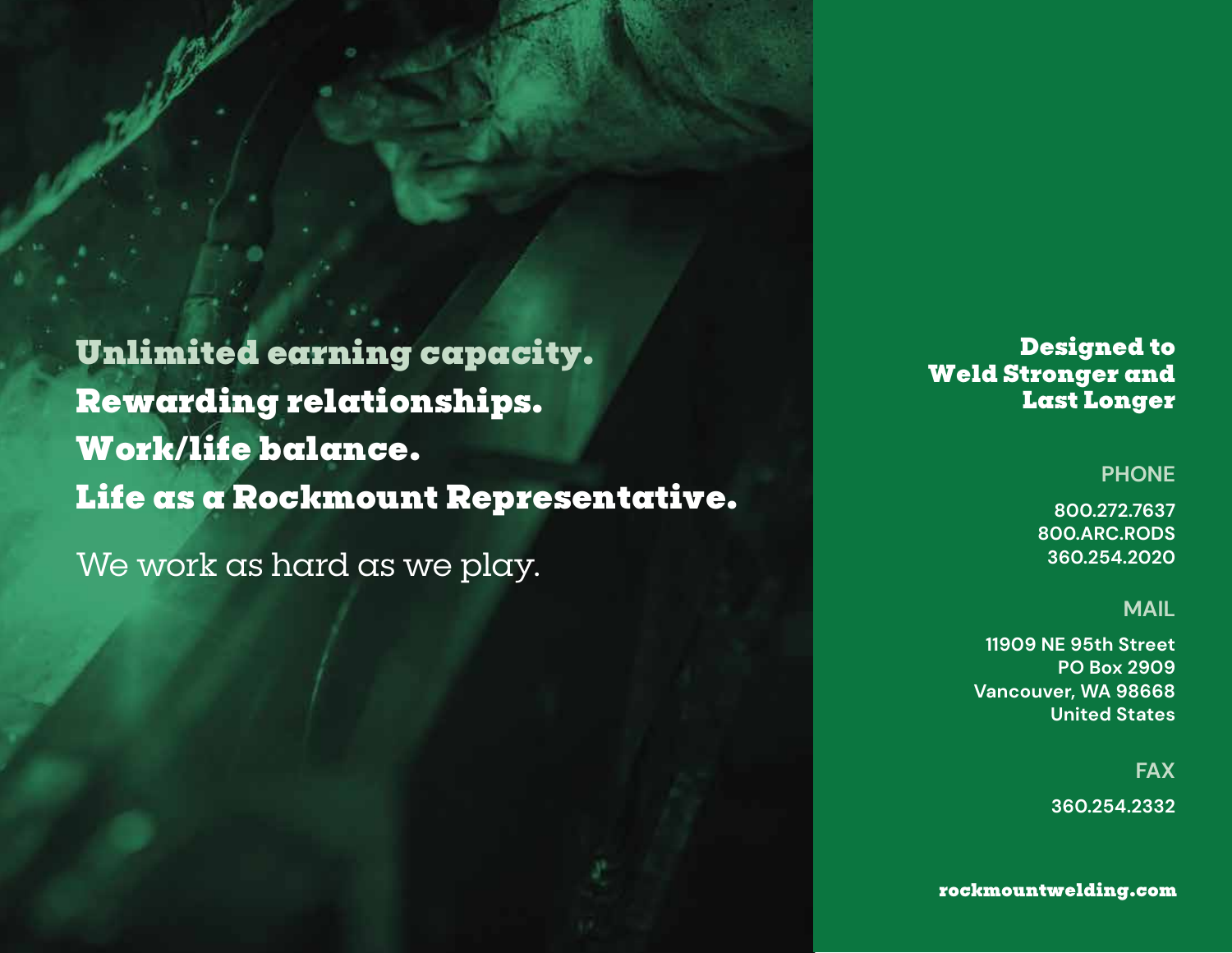**Unlimited earning capacity.**
**Rewarding relationships.**
**Work/life balance.**
**Life as a Rockmount Representative.**

We work as hard as we play.

**Designed to Weld Stronger and Last Longer**

PHONE

800.272.7637
800.ARC.RODS
360.254.2020

MAIL

11909 NE 95th Street
PO Box 2909
Vancouver, WA 98668
United States

FAX

360.254.2332

**rockmountwelding.com**